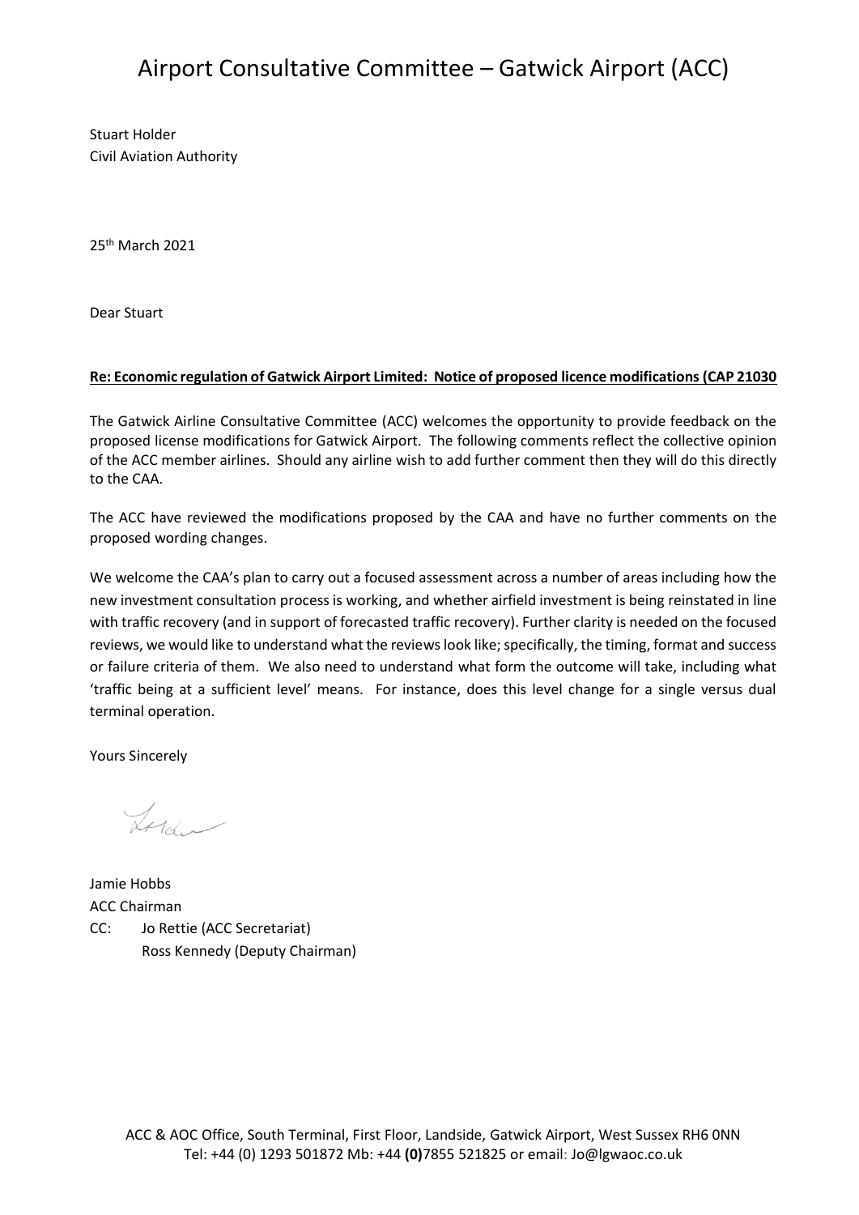# Airport Consultative Committee – Gatwick Airport (ACC)

Stuart Holder
Civil Aviation Authority

25th March 2021

Dear Stuart

**Re: Economic regulation of Gatwick Airport Limited: Notice of proposed licence modifications (CAP 21030**

The Gatwick Airline Consultative Committee (ACC) welcomes the opportunity to provide feedback on the proposed license modifications for Gatwick Airport. The following comments reflect the collective opinion of the ACC member airlines. Should any airline wish to add further comment then they will do this directly to the CAA.

The ACC have reviewed the modifications proposed by the CAA and have no further comments on the proposed wording changes.

We welcome the CAA's plan to carry out a focused assessment across a number of areas including how the new investment consultation process is working, and whether airfield investment is being reinstated in line with traffic recovery (and in support of forecasted traffic recovery). Further clarity is needed on the focused reviews, we would like to understand what the reviews look like; specifically, the timing, format and success or failure criteria of them. We also need to understand what form the outcome will take, including what 'traffic being at a sufficient level' means. For instance, does this level change for a single versus dual terminal operation.

Yours Sincerely

Jamie Hobbs
ACC Chairman
CC: Jo Rettie (ACC Secretariat)
Ross Kennedy (Deputy Chairman)

ACC & AOC Office, South Terminal, First Floor, Landside, Gatwick Airport, West Sussex RH6 0NN
Tel: +44 (0) 1293 501872 Mb: +44 **(0)**7855 521825 or email: Jo@lgwaoc.co.uk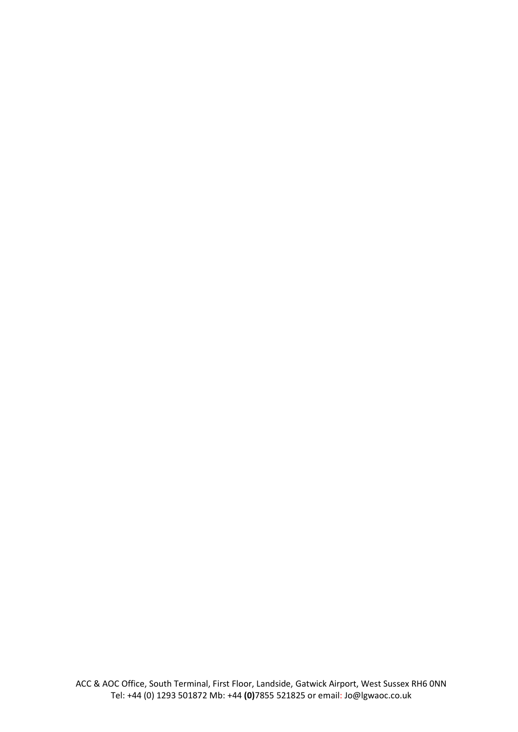ACC & AOC Office, South Terminal, First Floor, Landside, Gatwick Airport, West Sussex RH6 0NN
Tel: +44 (0) 1293 501872 Mb: +44 **(0)**7855 521825 or email: Jo@lgwaoc.co.uk